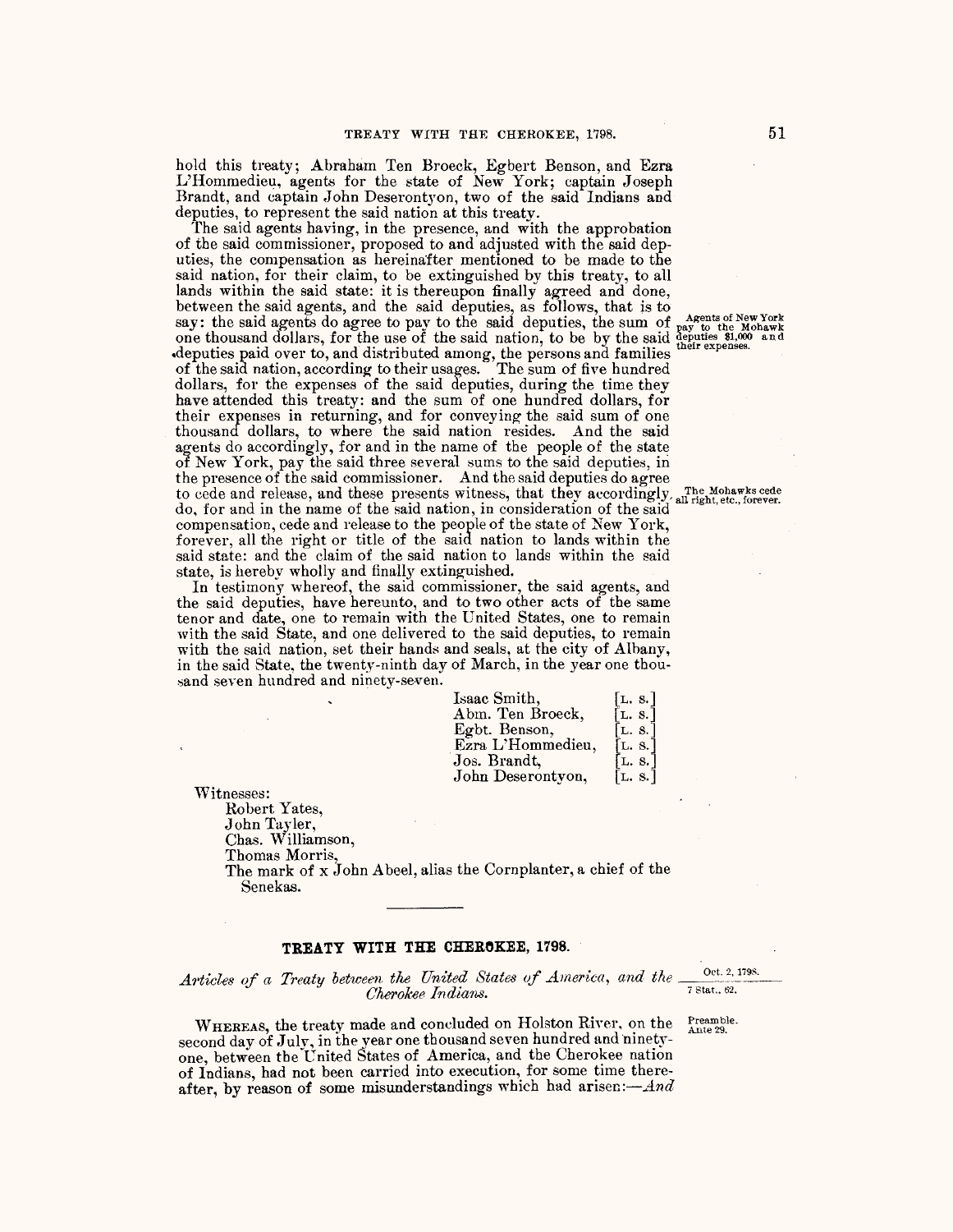hold this treaty; Abraham Ten Broeck, Egbert Benson, and Ezra L'Hommedieu, agents for the state of New York; captain Joseph Brandt, and captain John Deserontyon, two of the said Indians and deputies, to represent the said nation at this treaty.

The said agents having, in the presence, and with the approbation of the said commissioner, proposed to and adjusted with the said deputies, the compensation as hereinafter mentioned to be made to the said nation, for their claim, to be extinguished by this treaty, to all lands within the said state: it is thereupon finally agreed and done, between the said agents, and the said deputies, as follows, that is to say: the said agents do agree to pay to the said deputies, the sum of one thousand dollars, for the use of the said nation, to be by the said deputies paid over to, and distributed among, the persons and families of the said nation, according to their usages. The sum of five hundred dollars, for the expenses of the said deputies, during the time they have attended this treaty: and the sum of one hundred dollars, for their expenses in returning, and for conveying the said sum of one thousand dollars, to where the said nation resides. And the said agents do accordingly, for and in the name of the people of the state of New York, pay the said three several sums to the said deputies, in the presence of the said commissioner. And the said deputies do agree to cede and release, and these presents witness, that they accordingly do, for and in the name of the said nation, in consideration of the said compensation, cede and release to the people of the state of New York, forever, all the right or title of the said nation to lands within the said state: and the claim of the said nation to lands within the said state, is hereby wholly and finally extinguished.

Agents of New York pay to the Mohawk deputies $1,000 and their expenses.

The Mohawks cede all right, etc., forever.

In testimony whereof, the said commissioner, the said agents, and the said deputies, have hereunto, and to two other acts of the same tenor and date, one to remain with the United States, one to remain with the said State, and one delivered to the said deputies, to remain with the said nation, set their hands and seals, at the city of Albany, in the said State, the twenty-ninth day of March, in the year one thousand seven hundred and ninety-seven.

Isaac Smith, [L. S.]
Abm. Ten Broeck, [L. S.]
Egbt. Benson, [L. S.]
Ezra L'Hommedieu, [L. S.]
Jos. Brandt, [L. S.]
John Deserontyon, [L. S.]

Witnesses:

Robert Yates,
John Tayler,
Chas. Williamson,
Thomas Morris,
The mark of x John Abeel, alias the Cornplanter, a chief of the Senekas.

---

## TREATY WITH THE CHEROKEE, 1798.

*Articles of a Treaty between the United States of America, and the Cherokee Indians.*

Oct. 2, 1798.
7 Stat., 62.

Preamble.
Ante 29.

WHEREAS, the treaty made and concluded on Holston River, on the second day of July, in the year one thousand seven hundred and ninety-one, between the United States of America, and the Cherokee nation of Indians, had not been carried into execution, for some time thereafter, by reason of some misunderstandings which had arisen:—*And*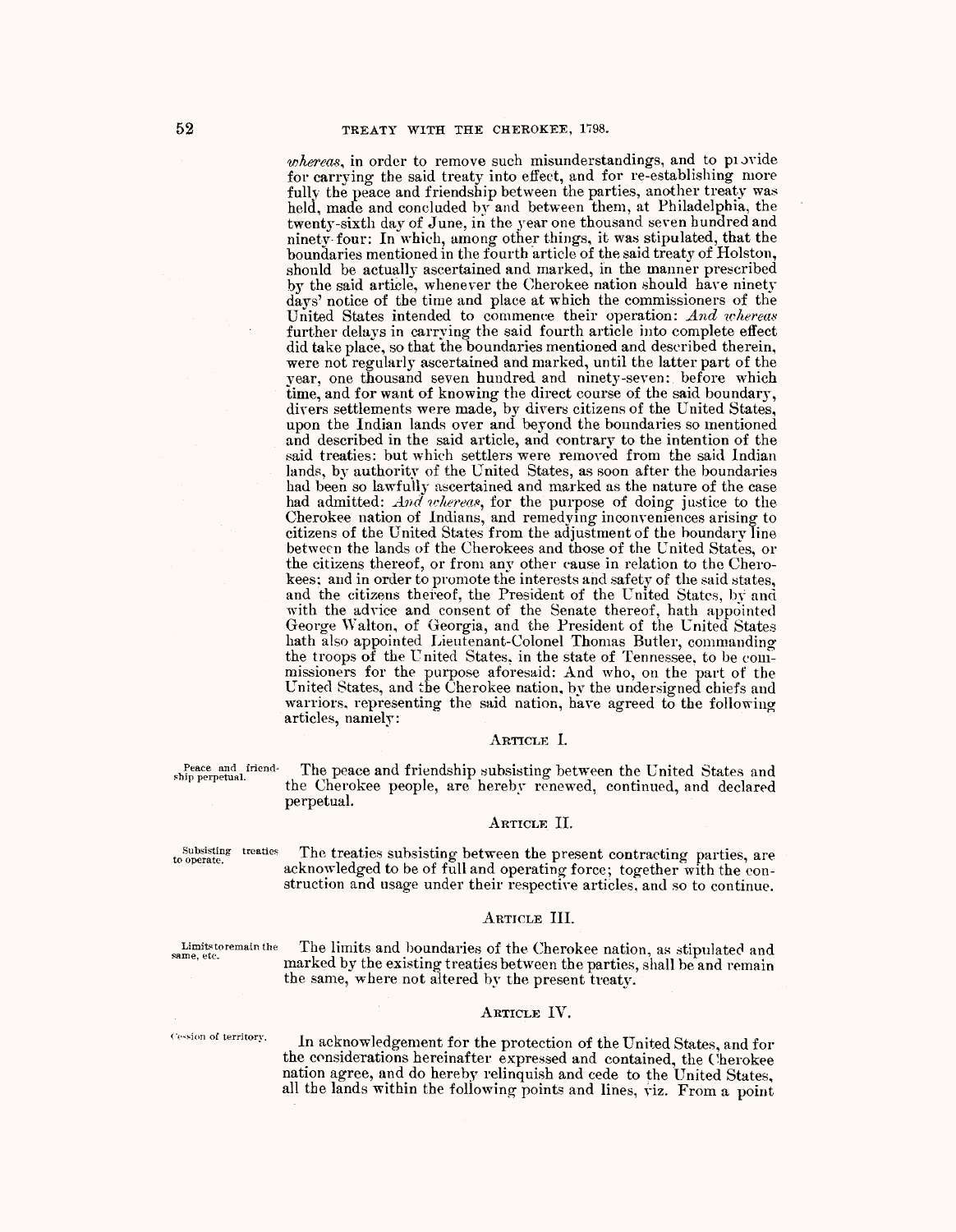*whereas*, in order to remove such misunderstandings, and to provide for carrying the said treaty into effect, and for re-establishing more fully the peace and friendship between the parties, another treaty was held, made and concluded by and between them, at Philadelphia, the twenty-sixth day of June, in the year one thousand seven hundred and ninety-four: In which, among other things, it was stipulated, that the boundaries mentioned in the fourth article of the said treaty of Holston, should be actually ascertained and marked, in the manner prescribed by the said article, whenever the Cherokee nation should have ninety days' notice of the time and place at which the commissioners of the United States intended to commence their operation: *And whereas* further delays in carrying the said fourth article into complete effect did take place, so that the boundaries mentioned and described therein, were not regularly ascertained and marked, until the latter part of the year, one thousand seven hundred and ninety-seven: before which time, and for want of knowing the direct course of the said boundary, divers settlements were made, by divers citizens of the United States, upon the Indian lands over and beyond the boundaries so mentioned and described in the said article, and contrary to the intention of the said treaties: but which settlers were removed from the said Indian lands, by authority of the United States, as soon after the boundaries had been so lawfully ascertained and marked as the nature of the case had admitted: *And whereas*, for the purpose of doing justice to the Cherokee nation of Indians, and remedying inconveniences arising to citizens of the United States from the adjustment of the boundary line between the lands of the Cherokees and those of the United States, or the citizens thereof, or from any other cause in relation to the Cherokees; and in order to promote the interests and safety of the said states, and the citizens thereof, the President of the United States, by and with the advice and consent of the Senate thereof, hath appointed George Walton, of Georgia, and the President of the United States hath also appointed Lieutenant-Colonel Thomas Butler, commanding the troops of the United States, in the state of Tennessee, to be commissioners for the purpose aforesaid: And who, on the part of the United States, and the Cherokee nation, by the undersigned chiefs and warriors, representing the said nation, have agreed to the following articles, namely:

### Article I.

Peace and friendship perpetual.

The peace and friendship subsisting between the United States and the Cherokee people, are hereby renewed, continued, and declared perpetual.

### Article II.

Subsisting treaties to operate.

The treaties subsisting between the present contracting parties, are acknowledged to be of full and operating force; together with the construction and usage under their respective articles, and so to continue.

### Article III.

Limits to remain the same, etc.

The limits and boundaries of the Cherokee nation, as stipulated and marked by the existing treaties between the parties, shall be and remain the same, where not altered by the present treaty.

### Article IV.

Cession of territory.

In acknowledgement for the protection of the United States, and for the considerations hereinafter expressed and contained, the Cherokee nation agree, and do hereby relinquish and cede to the United States, all the lands within the following points and lines, viz. From a point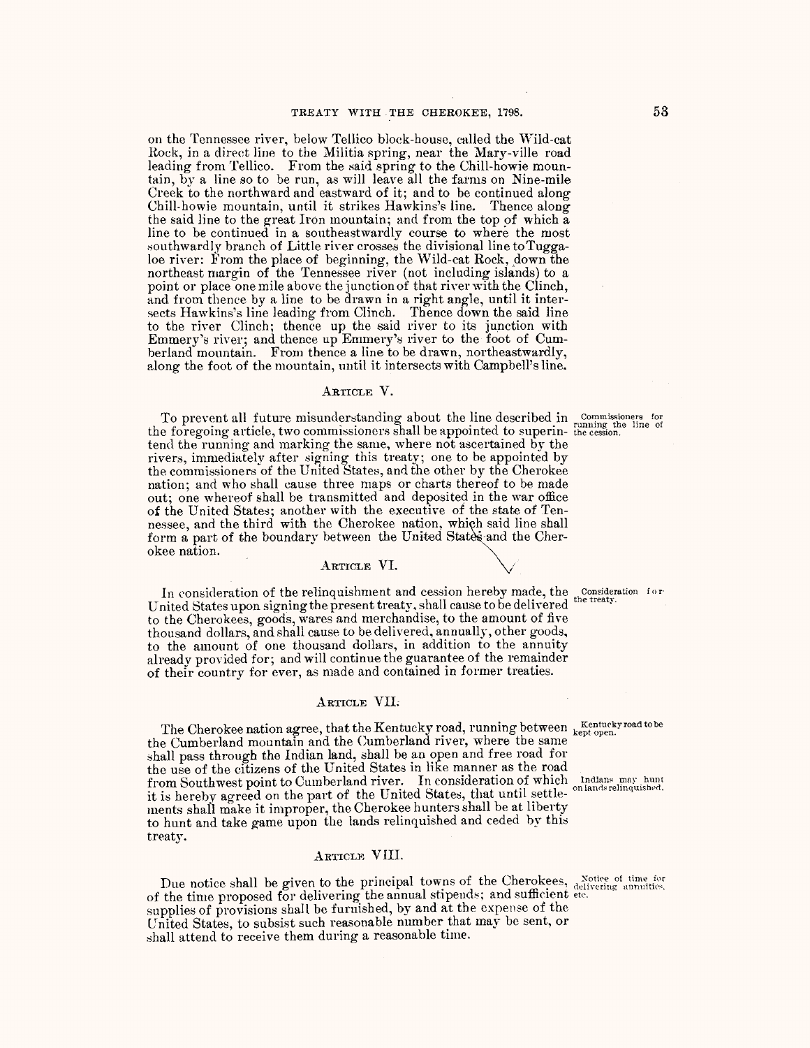on the Tennessee river, below Tellico block-house, called the Wild-cat Rock, in a direct line to the Militia spring, near the Mary-ville road leading from Tellico. From the said spring to the Chill-howie mountain, by a line so to be run, as will leave all the farms on Nine-mile Creek to the northward and eastward of it; and to be continued along Chill-howie mountain, until it strikes Hawkins's line. Thence along the said line to the great Iron mountain; and from the top of which a line to be continued in a southeastwardly course to where the most southwardly branch of Little river crosses the divisional line to Tuggaloe river: From the place of beginning, the Wild-cat Rock, down the northeast margin of the Tennessee river (not including islands) to a point or place one mile above the junction of that river with the Clinch, and from thence by a line to be drawn in a right angle, until it intersects Hawkins's line leading from Clinch. Thence down the said line to the river Clinch; thence up the said river to its junction with Emmery's river; and thence up Emmery's river to the foot of Cumberland mountain. From thence a line to be drawn, northeastwardly, along the foot of the mountain, until it intersects with Campbell's line.

### ARTICLE V.

Commissioners for running the line of the cession.

To prevent all future misunderstanding about the line described in the foregoing article, two commissioners shall be appointed to superintend the running and marking the same, where not ascertained by the rivers, immediately after signing this treaty; one to be appointed by the commissioners of the United States, and the other by the Cherokee nation; and who shall cause three maps or charts thereof to be made out; one whereof shall be transmitted and deposited in the war office of the United States; another with the executive of the state of Tennessee, and the third with the Cherokee nation, which said line shall form a part of the boundary between the United States and the Cherokee nation.

### ARTICLE VI.

Consideration for the treaty.

In consideration of the relinquishment and cession hereby made, the United States upon signing the present treaty, shall cause to be delivered to the Cherokees, goods, wares and merchandise, to the amount of five thousand dollars, and shall cause to be delivered, annually, other goods, to the amount of one thousand dollars, in addition to the annuity already provided for; and will continue the guarantee of the remainder of their country for ever, as made and contained in former treaties.

### ARTICLE VII.

Kentucky road to be kept open.

The Cherokee nation agree, that the Kentucky road, running between the Cumberland mountain and the Cumberland river, where the same shall pass through the Indian land, shall be an open and free road for the use of the citizens of the United States in like manner as the road from Southwest point to Cumberland river. In consideration of which it is hereby agreed on the part of the United States, that until settlements shall make it improper, the Cherokee hunters shall be at liberty to hunt and take game upon the lands relinquished and ceded by this treaty.

Indians may hunt on lands relinquished.

### ARTICLE VIII.

Notice of time for delivering annuities, etc.

Due notice shall be given to the principal towns of the Cherokees, of the time proposed for delivering the annual stipends; and sufficient supplies of provisions shall be furnished, by and at the expense of the United States, to subsist such reasonable number that may be sent, or shall attend to receive them during a reasonable time.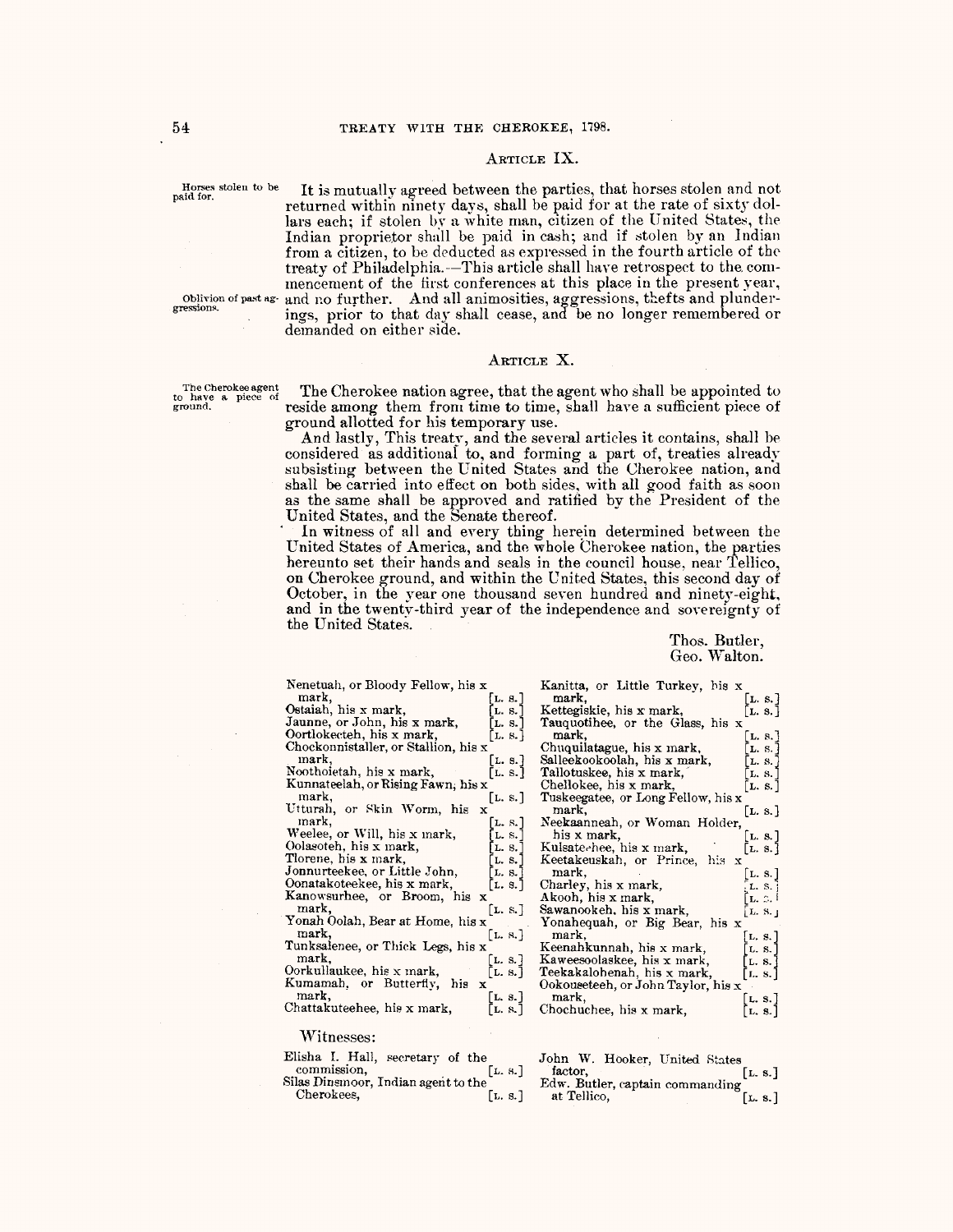## Article IX.

Horses stolen to be paid for.

It is mutually agreed between the parties, that horses stolen and not returned within ninety days, shall be paid for at the rate of sixty dollars each; if stolen by a white man, citizen of the United States, the Indian proprietor shall be paid in cash; and if stolen by an Indian from a citizen, to be deducted as expressed in the fourth article of the treaty of Philadelphia.—This article shall have retrospect to the commencement of the first conferences at this place in the present year, and no further. And all animosities, aggressions, thefts and plunderings, prior to that day shall cease, and be no longer remembered or demanded on either side.

Oblivion of past aggressions.

## Article X.

The Cherokee agent to have a piece of ground.

The Cherokee nation agree, that the agent who shall be appointed to reside among them from time to time, shall have a sufficient piece of ground allotted for his temporary use.

And lastly, This treaty, and the several articles it contains, shall be considered as additional to, and forming a part of, treaties already subsisting between the United States and the Cherokee nation, and shall be carried into effect on both sides, with all good faith as soon as the same shall be approved and ratified by the President of the United States, and the Senate thereof.

In witness of all and every thing herein determined between the United States of America, and the whole Cherokee nation, the parties hereunto set their hands and seals in the council house, near Tellico, on Cherokee ground, and within the United States, this second day of October, in the year one thousand seven hundred and ninety-eight, and in the twenty-third year of the independence and sovereignty of the United States.

Thos. Butler,
Geo. Walton.

Nenetuah, or Bloody Fellow, his x mark, [L. S.]
Ostaiah, his x mark, [L. S.]
Jaunne, or John, his x mark, [L. S.]
Oortlokecteh, his x mark, [L. S.]
Chockonnistaller, or Stallion, his x mark, [L. S.]
Noothoietah, his x mark, [L. S.]
Kunnateelah, or Rising Fawn, his x mark, [L. S.]
Utturah, or Skin Worm, his x mark, [L. S.]
Weelee, or Will, his x mark, [L. S.]
Oolasoteh, his x mark, [L. S.]
Tlorene, his x mark, [L. S.]
Jonnurteekee, or Little John, [L. S.]
Oonatakoteekee, his x mark, [L. S.]
Kanowsurhee, or Broom, his x mark, [L. S.]
Yonah Oolah, Bear at Home, his x mark, [L. S.]
Tunksalenee, or Thick Legs, his x mark, [L. S.]
Oorkullaukee, his x mark, [L. S.]
Kumamah, or Butterfly, his x mark, [L. S.]
Chattakuteehee, his x mark, [L. S.]
Kanitta, or Little Turkey, his x mark, [L. S.]
Kettegiskie, his x mark, [L. S.]
Tauquotihee, or the Glass, his x mark, [L. S.]
Chuquilatague, his x mark, [L. S.]
Salleekookoolah, his x mark, [L. S.]
Tallotuskee, his x mark, [L. S.]
Chellokee, his x mark, [L. S.]
Tuskeegatee, or Long Fellow, his x mark, [L. S.]
Neekaanneah, or Woman Holder, his x mark, [L. S.]
Kulsatehee, his x mark, [L. S.]
Keetakeuskah, or Prince, his x mark, [L. S.]
Charley, his x mark, [L. S.]
Akooh, his x mark, [L. S.]
Sawanookeh, his x mark, [L. S.]
Yonahequah, or Big Bear, his x mark, [L. S.]
Keenahkunnah, his x mark, [L. S.]
Kaweesoolaskee, his x mark, [L. S.]
Teekakalohenah, his x mark, [L. S.]
Ookouseteeh, or John Taylor, his x mark, [L. S.]
Chochuchee, his x mark, [L. S.]

Witnesses:

Elisha I. Hall, secretary of the commission, [L. S.]
Silas Dinsmoor, Indian agent to the Cherokees, [L. S.]
John W. Hooker, United States factor, [L. S.]
Edw. Butler, captain commanding at Tellico, [L. S.]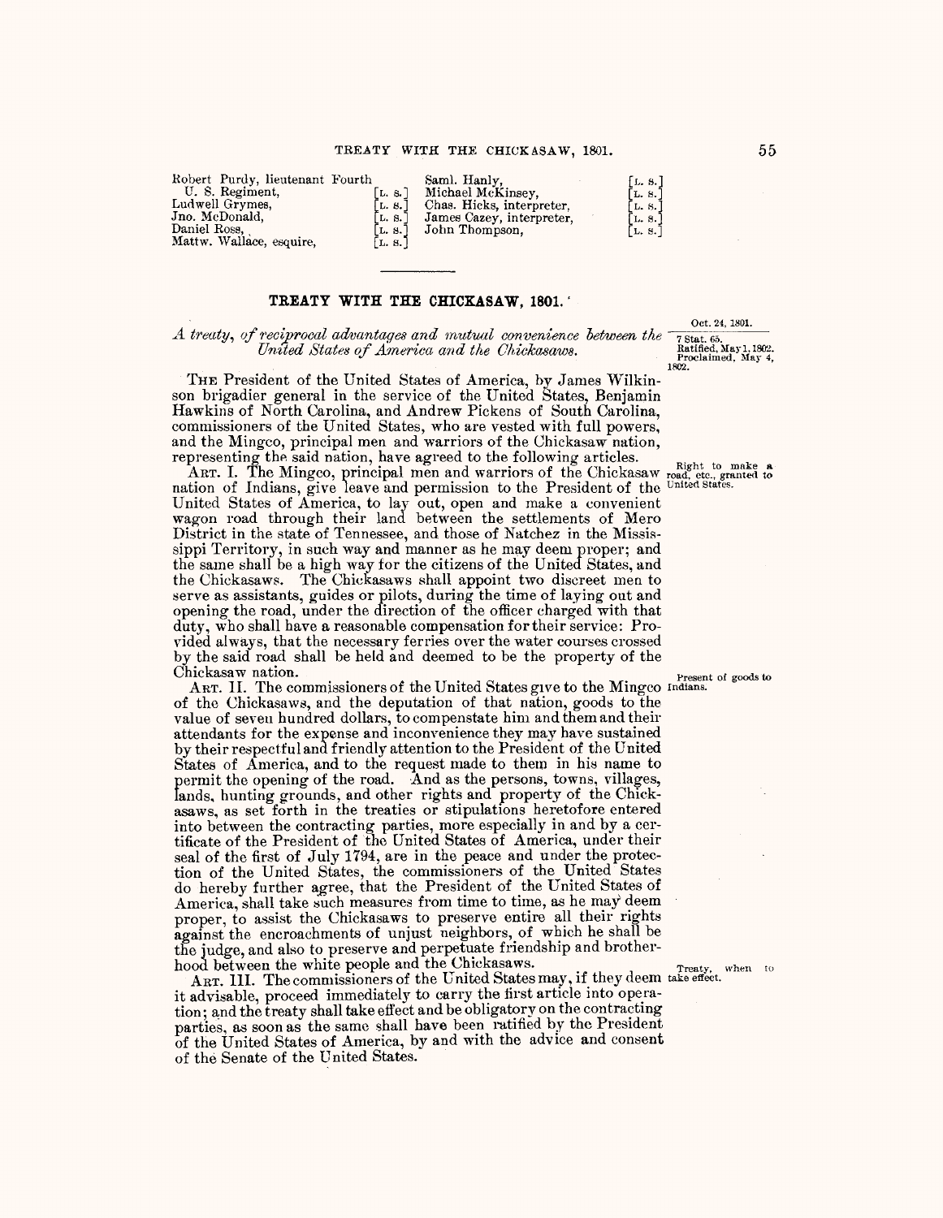| | | | |
|---|---|---|---|
| Robert Purdy, lieutenant Fourth U. S. Regiment, | [L. S.] | Saml. Hanly, | [L. S.] |
| Ludwell Grymes, | [L. S.] | Michael McKinsey, | [L. S.] |
| Jno. McDonald, | [L. S.] | Chas. Hicks, interpreter, | [L. S.] |
| Daniel Ross, | [L. S.] | James Cazey, interpreter, | [L. S.] |
| Mattw. Wallace, esquire, | [L. S.] | John Thompson, | [L. S.] |

---

## TREATY WITH THE CHICKASAW, 1801.

*A treaty, of reciprocal advantages and mutual convenience between the United States of America and the Chickasaws.*

Oct. 24, 1801.

7 Stat. 65. Ratified, May 1, 1802. Proclaimed, May 4, 1802.

THE President of the United States of America, by James Wilkinson brigadier general in the service of the United States, Benjamin Hawkins of North Carolina, and Andrew Pickens of South Carolina, commissioners of the United States, who are vested with full powers, and the Mingco, principal men and warriors of the Chickasaw nation, representing the said nation, have agreed to the following articles.

Right to make a road, etc., granted to United States.

ART. I. The Mingco, principal men and warriors of the Chickasaw nation of Indians, give leave and permission to the President of the United States of America, to lay out, open and make a convenient wagon road through their land between the settlements of Mero District in the state of Tennessee, and those of Natchez in the Mississippi Territory, in such way and manner as he may deem proper; and the same shall be a high way for the citizens of the United States, and the Chickasaws. The Chickasaws shall appoint two discreet men to serve as assistants, guides or pilots, during the time of laying out and opening the road, under the direction of the officer charged with that duty, who shall have a reasonable compensation for their service: Provided always, that the necessary ferries over the water courses crossed by the said road shall be held and deemed to be the property of the Chickasaw nation.

Present of goods to Indians.

ART. II. The commissioners of the United States give to the Mingco of the Chickasaws, and the deputation of that nation, goods to the value of seven hundred dollars, to compenstate him and them and their attendants for the expense and inconvenience they may have sustained by their respectful and friendly attention to the President of the United States of America, and to the request made to them in his name to permit the opening of the road. And as the persons, towns, villages, lands, hunting grounds, and other rights and property of the Chickasaws, as set forth in the treaties or stipulations heretofore entered into between the contracting parties, more especially in and by a certificate of the President of the United States of America, under their seal of the first of July 1794, are in the peace and under the protection of the United States, the commissioners of the United States do hereby further agree, that the President of the United States of America, shall take such measures from time to time, as he may deem proper, to assist the Chickasaws to preserve entire all their rights against the encroachments of unjust neighbors, of which he shall be the judge, and also to preserve and perpetuate friendship and brotherhood between the white people and the Chickasaws.

Treaty, when to take effect.

ART. III. The commissioners of the United States may, if they deem it advisable, proceed immediately to carry the first article into operation; and the treaty shall take effect and be obligatory on the contracting parties, as soon as the same shall have been ratified by the President of the United States of America, by and with the advice and consent of the Senate of the United States.